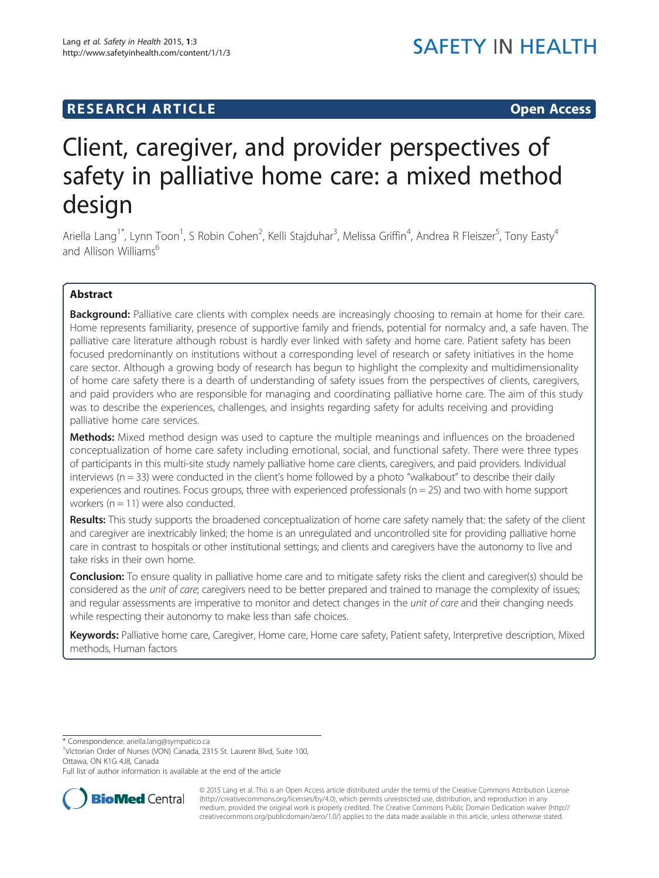**RESEARCH ARTICLE** **Open Access**

# Client, caregiver, and provider perspectives of safety in palliative home care: a mixed method design

Ariella Lang[1*], Lynn Toon[1], S Robin Cohen[2], Kelli Stajduhar[3], Melissa Griffin[4], Andrea R Fleiszer[5], Tony Easty[4] and Allison Williams[6]

## Abstract

**Background:** Palliative care clients with complex needs are increasingly choosing to remain at home for their care. Home represents familiarity, presence of supportive family and friends, potential for normalcy and, a safe haven. The palliative care literature although robust is hardly ever linked with safety and home care. Patient safety has been focused predominantly on institutions without a corresponding level of research or safety initiatives in the home care sector. Although a growing body of research has begun to highlight the complexity and multidimensionality of home care safety there is a dearth of understanding of safety issues from the perspectives of clients, caregivers, and paid providers who are responsible for managing and coordinating palliative home care. The aim of this study was to describe the experiences, challenges, and insights regarding safety for adults receiving and providing palliative home care services.

**Methods:** Mixed method design was used to capture the multiple meanings and influences on the broadened conceptualization of home care safety including emotional, social, and functional safety. There were three types of participants in this multi-site study namely palliative home care clients, caregivers, and paid providers. Individual interviews (n = 33) were conducted in the client's home followed by a photo "walkabout" to describe their daily experiences and routines. Focus groups, three with experienced professionals (n = 25) and two with home support workers (n = 11) were also conducted.

**Results:** This study supports the broadened conceptualization of home care safety namely that: the safety of the client and caregiver are inextricably linked; the home is an unregulated and uncontrolled site for providing palliative home care in contrast to hospitals or other institutional settings; and clients and caregivers have the autonomy to live and take risks in their own home.

**Conclusion:** To ensure quality in palliative home care and to mitigate safety risks the client and caregiver(s) should be considered as the *unit of care*; caregivers need to be better prepared and trained to manage the complexity of issues; and regular assessments are imperative to monitor and detect changes in the *unit of care* and their changing needs while respecting their autonomy to make less than safe choices.

**Keywords:** Palliative home care, Caregiver, Home care, Home care safety, Patient safety, Interpretive description, Mixed methods, Human factors

\* Correspondence: ariella.lang@sympatico.ca
[1]Victorian Order of Nurses (VON) Canada, 2315 St. Laurent Blvd, Suite 100, Ottawa, ON K1G 4J8, Canada
Full list of author information is available at the end of the article

© 2015 Lang et al. This is an Open Access article distributed under the terms of the Creative Commons Attribution License (http://creativecommons.org/licenses/by/4.0), which permits unrestricted use, distribution, and reproduction in any medium, provided the original work is properly credited. The Creative Commons Public Domain Dedication waiver (http://creativecommons.org/publicdomain/zero/1.0/) applies to the data made available in this article, unless otherwise stated.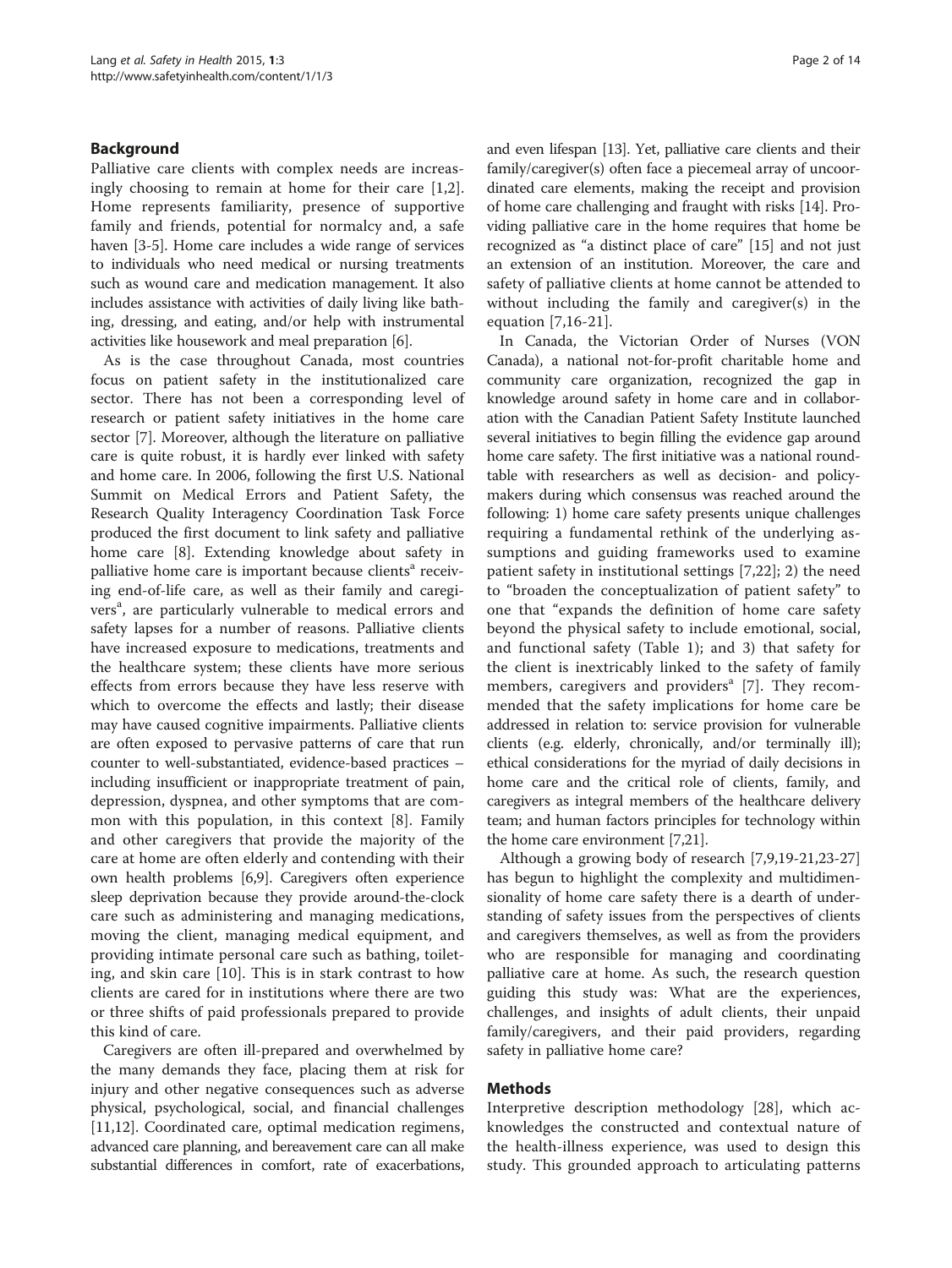## Background

Palliative care clients with complex needs are increasingly choosing to remain at home for their care [1,2]. Home represents familiarity, presence of supportive family and friends, potential for normalcy and, a safe haven [3-5]. Home care includes a wide range of services to individuals who need medical or nursing treatments such as wound care and medication management. It also includes assistance with activities of daily living like bathing, dressing, and eating, and/or help with instrumental activities like housework and meal preparation [6].

As is the case throughout Canada, most countries focus on patient safety in the institutionalized care sector. There has not been a corresponding level of research or patient safety initiatives in the home care sector [7]. Moreover, although the literature on palliative care is quite robust, it is hardly ever linked with safety and home care. In 2006, following the first U.S. National Summit on Medical Errors and Patient Safety, the Research Quality Interagency Coordination Task Force produced the first document to link safety and palliative home care [8]. Extending knowledge about safety in palliative home care is important because clients[a] receiving end-of-life care, as well as their family and caregivers[a], are particularly vulnerable to medical errors and safety lapses for a number of reasons. Palliative clients have increased exposure to medications, treatments and the healthcare system; these clients have more serious effects from errors because they have less reserve with which to overcome the effects and lastly; their disease may have caused cognitive impairments. Palliative clients are often exposed to pervasive patterns of care that run counter to well-substantiated, evidence-based practices – including insufficient or inappropriate treatment of pain, depression, dyspnea, and other symptoms that are common with this population, in this context [8]. Family and other caregivers that provide the majority of the care at home are often elderly and contending with their own health problems [6,9]. Caregivers often experience sleep deprivation because they provide around-the-clock care such as administering and managing medications, moving the client, managing medical equipment, and providing intimate personal care such as bathing, toileting, and skin care [10]. This is in stark contrast to how clients are cared for in institutions where there are two or three shifts of paid professionals prepared to provide this kind of care.

Caregivers are often ill-prepared and overwhelmed by the many demands they face, placing them at risk for injury and other negative consequences such as adverse physical, psychological, social, and financial challenges [11,12]. Coordinated care, optimal medication regimens, advanced care planning, and bereavement care can all make substantial differences in comfort, rate of exacerbations, and even lifespan [13]. Yet, palliative care clients and their family/caregiver(s) often face a piecemeal array of uncoordinated care elements, making the receipt and provision of home care challenging and fraught with risks [14]. Providing palliative care in the home requires that home be recognized as "a distinct place of care" [15] and not just an extension of an institution. Moreover, the care and safety of palliative clients at home cannot be attended to without including the family and caregiver(s) in the equation [7,16-21].

In Canada, the Victorian Order of Nurses (VON Canada), a national not-for-profit charitable home and community care organization, recognized the gap in knowledge around safety in home care and in collaboration with the Canadian Patient Safety Institute launched several initiatives to begin filling the evidence gap around home care safety. The first initiative was a national roundtable with researchers as well as decision- and policy-makers during which consensus was reached around the following: 1) home care safety presents unique challenges requiring a fundamental rethink of the underlying assumptions and guiding frameworks used to examine patient safety in institutional settings [7,22]; 2) the need to "broaden the conceptualization of patient safety" to one that "expands the definition of home care safety beyond the physical safety to include emotional, social, and functional safety (Table 1); and 3) that safety for the client is inextricably linked to the safety of family members, caregivers and providers[a] [7]. They recommended that the safety implications for home care be addressed in relation to: service provision for vulnerable clients (e.g. elderly, chronically, and/or terminally ill); ethical considerations for the myriad of daily decisions in home care and the critical role of clients, family, and caregivers as integral members of the healthcare delivery team; and human factors principles for technology within the home care environment [7,21].

Although a growing body of research [7,9,19-21,23-27] has begun to highlight the complexity and multidimensionality of home care safety there is a dearth of understanding of safety issues from the perspectives of clients and caregivers themselves, as well as from the providers who are responsible for managing and coordinating palliative care at home. As such, the research question guiding this study was: What are the experiences, challenges, and insights of adult clients, their unpaid family/caregivers, and their paid providers, regarding safety in palliative home care?

## Methods

Interpretive description methodology [28], which acknowledges the constructed and contextual nature of the health-illness experience, was used to design this study. This grounded approach to articulating patterns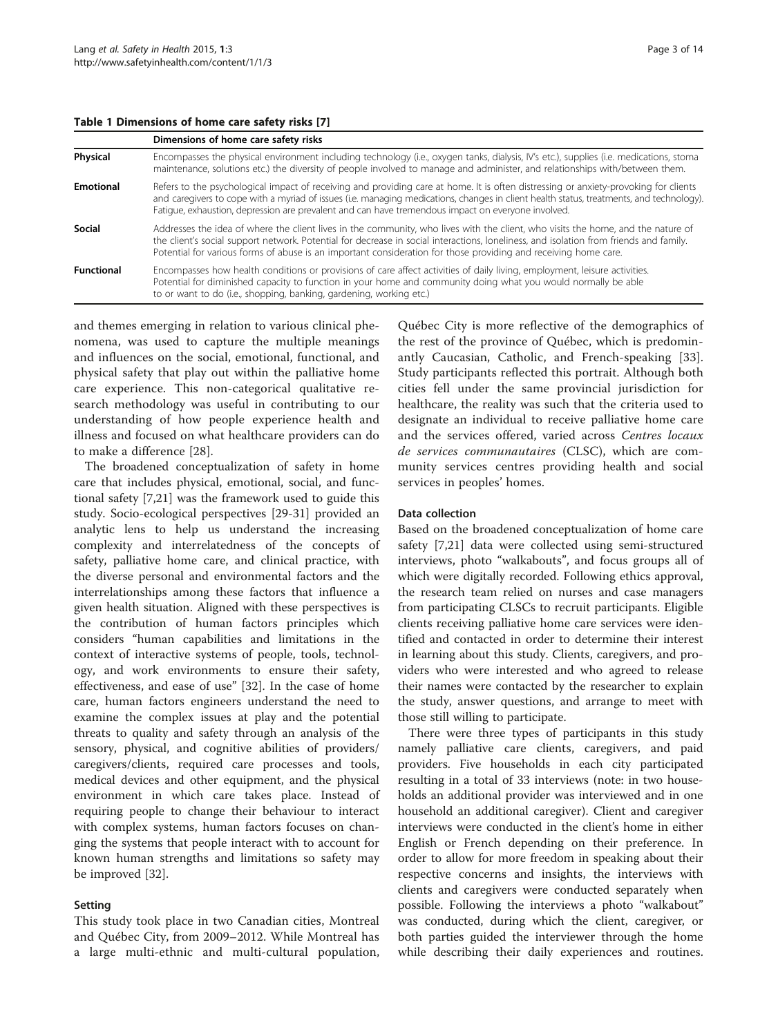**Table 1 Dimensions of home care safety risks [7]**

| | Dimensions of home care safety risks |
|---|---|
| **Physical** | Encompasses the physical environment including technology (i.e., oxygen tanks, dialysis, IV's etc.), supplies (i.e. medications, stoma maintenance, solutions etc.) the diversity of people involved to manage and administer, and relationships with/between them. |
| **Emotional** | Refers to the psychological impact of receiving and providing care at home. It is often distressing or anxiety-provoking for clients and caregivers to cope with a myriad of issues (i.e. managing medications, changes in client health status, treatments, and technology). Fatigue, exhaustion, depression are prevalent and can have tremendous impact on everyone involved. |
| **Social** | Addresses the idea of where the client lives in the community, who lives with the client, who visits the home, and the nature of the client's social support network. Potential for decrease in social interactions, loneliness, and isolation from friends and family. Potential for various forms of abuse is an important consideration for those providing and receiving home care. |
| **Functional** | Encompasses how health conditions or provisions of care affect activities of daily living, employment, leisure activities. Potential for diminished capacity to function in your home and community doing what you would normally be able to or want to do (i.e., shopping, banking, gardening, working etc.) |

and themes emerging in relation to various clinical phenomena, was used to capture the multiple meanings and influences on the social, emotional, functional, and physical safety that play out within the palliative home care experience. This non-categorical qualitative research methodology was useful in contributing to our understanding of how people experience health and illness and focused on what healthcare providers can do to make a difference [28].

The broadened conceptualization of safety in home care that includes physical, emotional, social, and functional safety [7,21] was the framework used to guide this study. Socio-ecological perspectives [29-31] provided an analytic lens to help us understand the increasing complexity and interrelatedness of the concepts of safety, palliative home care, and clinical practice, with the diverse personal and environmental factors and the interrelationships among these factors that influence a given health situation. Aligned with these perspectives is the contribution of human factors principles which considers "human capabilities and limitations in the context of interactive systems of people, tools, technology, and work environments to ensure their safety, effectiveness, and ease of use" [32]. In the case of home care, human factors engineers understand the need to examine the complex issues at play and the potential threats to quality and safety through an analysis of the sensory, physical, and cognitive abilities of providers/caregivers/clients, required care processes and tools, medical devices and other equipment, and the physical environment in which care takes place. Instead of requiring people to change their behaviour to interact with complex systems, human factors focuses on changing the systems that people interact with to account for known human strengths and limitations so safety may be improved [32].

### Setting

This study took place in two Canadian cities, Montreal and Québec City, from 2009–2012. While Montreal has a large multi-ethnic and multi-cultural population, Québec City is more reflective of the demographics of the rest of the province of Québec, which is predominantly Caucasian, Catholic, and French-speaking [33]. Study participants reflected this portrait. Although both cities fell under the same provincial jurisdiction for healthcare, the reality was such that the criteria used to designate an individual to receive palliative home care and the services offered, varied across *Centres locaux de services communautaires* (CLSC), which are community services centres providing health and social services in peoples' homes.

### Data collection

Based on the broadened conceptualization of home care safety [7,21] data were collected using semi-structured interviews, photo "walkabouts", and focus groups all of which were digitally recorded. Following ethics approval, the research team relied on nurses and case managers from participating CLSCs to recruit participants. Eligible clients receiving palliative home care services were identified and contacted in order to determine their interest in learning about this study. Clients, caregivers, and providers who were interested and who agreed to release their names were contacted by the researcher to explain the study, answer questions, and arrange to meet with those still willing to participate.

There were three types of participants in this study namely palliative care clients, caregivers, and paid providers. Five households in each city participated resulting in a total of 33 interviews (note: in two households an additional provider was interviewed and in one household an additional caregiver). Client and caregiver interviews were conducted in the client's home in either English or French depending on their preference. In order to allow for more freedom in speaking about their respective concerns and insights, the interviews with clients and caregivers were conducted separately when possible. Following the interviews a photo "walkabout" was conducted, during which the client, caregiver, or both parties guided the interviewer through the home while describing their daily experiences and routines.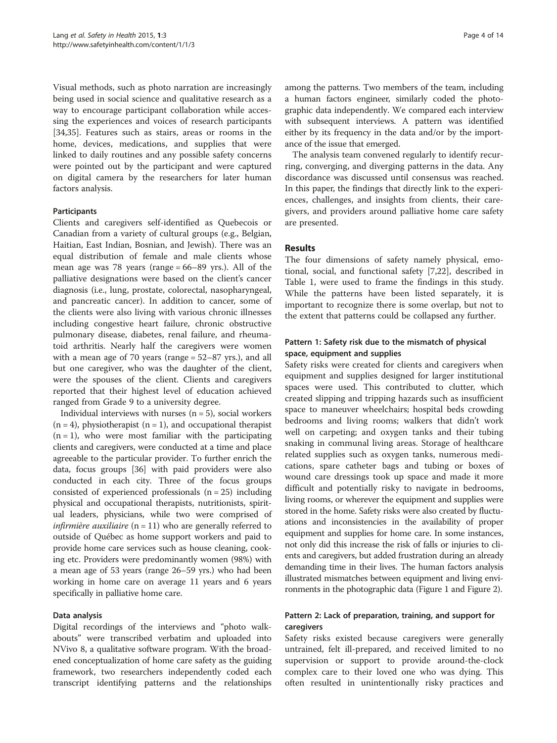Visual methods, such as photo narration are increasingly being used in social science and qualitative research as a way to encourage participant collaboration while accessing the experiences and voices of research participants [34,35]. Features such as stairs, areas or rooms in the home, devices, medications, and supplies that were linked to daily routines and any possible safety concerns were pointed out by the participant and were captured on digital camera by the researchers for later human factors analysis.

#### Participants

Clients and caregivers self-identified as Quebecois or Canadian from a variety of cultural groups (e.g., Belgian, Haitian, East Indian, Bosnian, and Jewish). There was an equal distribution of female and male clients whose mean age was 78 years (range = 66–89 yrs.). All of the palliative designations were based on the client's cancer diagnosis (i.e., lung, prostate, colorectal, nasopharyngeal, and pancreatic cancer). In addition to cancer, some of the clients were also living with various chronic illnesses including congestive heart failure, chronic obstructive pulmonary disease, diabetes, renal failure, and rheumatoid arthritis. Nearly half the caregivers were women with a mean age of 70 years (range = 52–87 yrs.), and all but one caregiver, who was the daughter of the client, were the spouses of the client. Clients and caregivers reported that their highest level of education achieved ranged from Grade 9 to a university degree.

Individual interviews with nurses (n = 5), social workers (n = 4), physiotherapist (n = 1), and occupational therapist (n = 1), who were most familiar with the participating clients and caregivers, were conducted at a time and place agreeable to the particular provider. To further enrich the data, focus groups [36] with paid providers were also conducted in each city. Three of the focus groups consisted of experienced professionals (n = 25) including physical and occupational therapists, nutritionists, spiritual leaders, physicians, while two were comprised of *infirmière auxiliaire* (n = 11) who are generally referred to outside of Québec as home support workers and paid to provide home care services such as house cleaning, cooking etc. Providers were predominantly women (98%) with a mean age of 53 years (range 26–59 yrs.) who had been working in home care on average 11 years and 6 years specifically in palliative home care.

#### Data analysis

Digital recordings of the interviews and "photo walkabouts" were transcribed verbatim and uploaded into NVivo 8, a qualitative software program. With the broadened conceptualization of home care safety as the guiding framework, two researchers independently coded each transcript identifying patterns and the relationships among the patterns. Two members of the team, including a human factors engineer, similarly coded the photographic data independently. We compared each interview with subsequent interviews. A pattern was identified either by its frequency in the data and/or by the importance of the issue that emerged.

The analysis team convened regularly to identify recurring, converging, and diverging patterns in the data. Any discordance was discussed until consensus was reached. In this paper, the findings that directly link to the experiences, challenges, and insights from clients, their caregivers, and providers around palliative home care safety are presented.

## Results

The four dimensions of safety namely physical, emotional, social, and functional safety [7,22], described in Table 1, were used to frame the findings in this study. While the patterns have been listed separately, it is important to recognize there is some overlap, but not to the extent that patterns could be collapsed any further.

#### Pattern 1: Safety risk due to the mismatch of physical space, equipment and supplies

Safety risks were created for clients and caregivers when equipment and supplies designed for larger institutional spaces were used. This contributed to clutter, which created slipping and tripping hazards such as insufficient space to maneuver wheelchairs; hospital beds crowding bedrooms and living rooms; walkers that didn't work well on carpeting; and oxygen tanks and their tubing snaking in communal living areas. Storage of healthcare related supplies such as oxygen tanks, numerous medications, spare catheter bags and tubing or boxes of wound care dressings took up space and made it more difficult and potentially risky to navigate in bedrooms, living rooms, or wherever the equipment and supplies were stored in the home. Safety risks were also created by fluctuations and inconsistencies in the availability of proper equipment and supplies for home care. In some instances, not only did this increase the risk of falls or injuries to clients and caregivers, but added frustration during an already demanding time in their lives. The human factors analysis illustrated mismatches between equipment and living environments in the photographic data (Figure 1 and Figure 2).

#### Pattern 2: Lack of preparation, training, and support for caregivers

Safety risks existed because caregivers were generally untrained, felt ill-prepared, and received limited to no supervision or support to provide around-the-clock complex care to their loved one who was dying. This often resulted in unintentionally risky practices and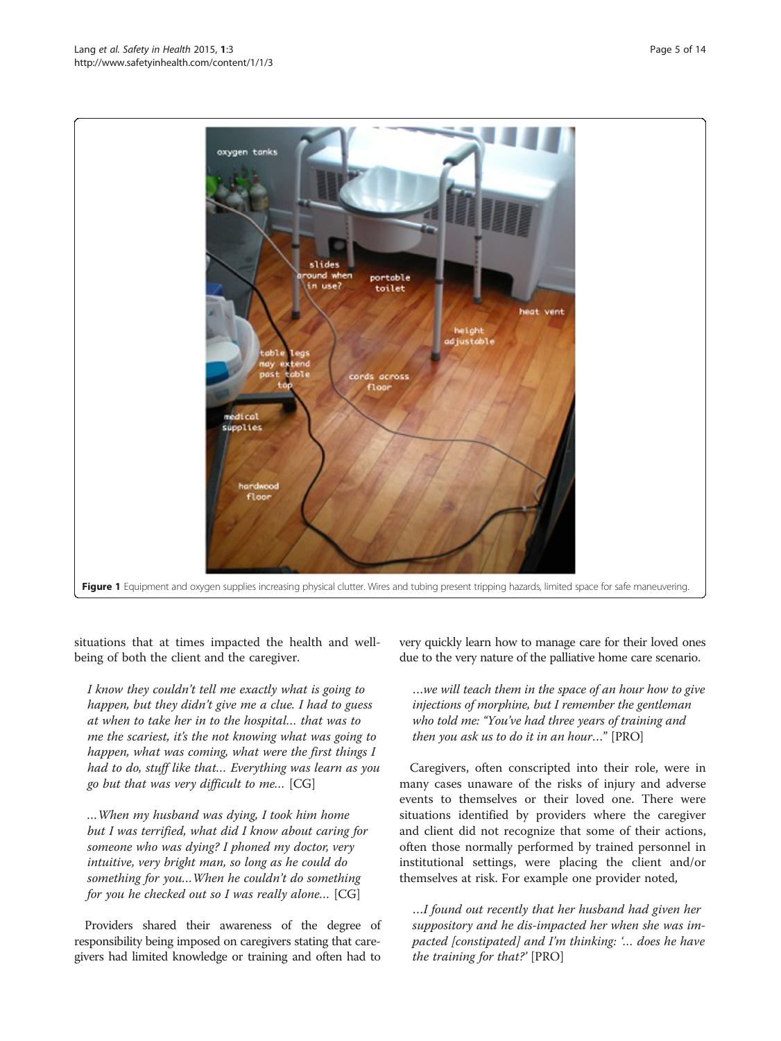**Figure 1** Equipment and oxygen supplies increasing physical clutter. Wires and tubing present tripping hazards, limited space for safe maneuvering.

situations that at times impacted the health and well-being of both the client and the caregiver.

> *I know they couldn't tell me exactly what is going to happen, but they didn't give me a clue. I had to guess at when to take her in to the hospital… that was to me the scariest, it's the not knowing what was going to happen, what was coming, what were the first things I had to do, stuff like that… Everything was learn as you go but that was very difficult to me…* [CG]

> *…When my husband was dying, I took him home but I was terrified, what did I know about caring for someone who was dying? I phoned my doctor, very intuitive, very bright man, so long as he could do something for you…When he couldn't do something for you he checked out so I was really alone…* [CG]

Providers shared their awareness of the degree of responsibility being imposed on caregivers stating that caregivers had limited knowledge or training and often had to very quickly learn how to manage care for their loved ones due to the very nature of the palliative home care scenario.

> *…we will teach them in the space of an hour how to give injections of morphine, but I remember the gentleman who told me: "You've had three years of training and then you ask us to do it in an hour…"* [PRO]

Caregivers, often conscripted into their role, were in many cases unaware of the risks of injury and adverse events to themselves or their loved one. There were situations identified by providers where the caregiver and client did not recognize that some of their actions, often those normally performed by trained personnel in institutional settings, were placing the client and/or themselves at risk. For example one provider noted,

> *…I found out recently that her husband had given her suppository and he dis-impacted her when she was impacted [constipated] and I'm thinking: '… does he have the training for that?'* [PRO]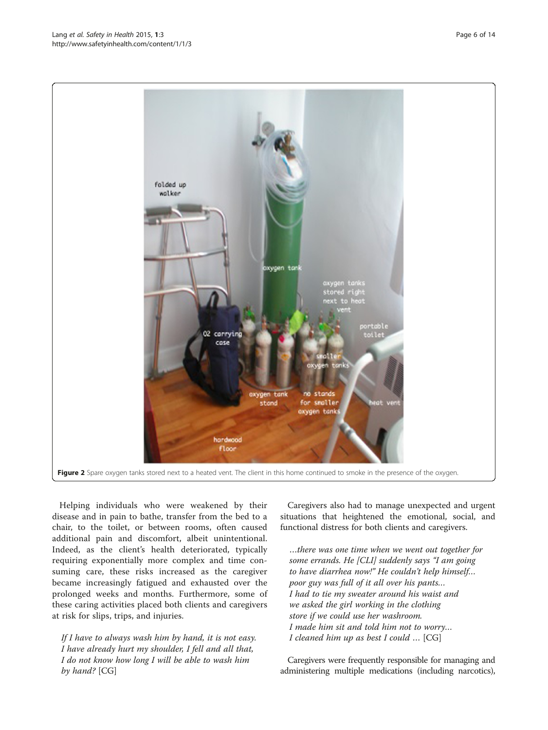Figure 2 Spare oxygen tanks stored next to a heated vent. The client in this home continued to smoke in the presence of the oxygen.

Helping individuals who were weakened by their disease and in pain to bathe, transfer from the bed to a chair, to the toilet, or between rooms, often caused additional pain and discomfort, albeit unintentional. Indeed, as the client's health deteriorated, typically requiring exponentially more complex and time consuming care, these risks increased as the caregiver became increasingly fatigued and exhausted over the prolonged weeks and months. Furthermore, some of these caring activities placed both clients and caregivers at risk for slips, trips, and injuries.

> *If I have to always wash him by hand, it is not easy. I have already hurt my shoulder, I fell and all that, I do not know how long I will be able to wash him by hand?* [CG]

Caregivers also had to manage unexpected and urgent situations that heightened the emotional, social, and functional distress for both clients and caregivers.

> *…there was one time when we went out together for some errands. He [CLI] suddenly says "I am going to have diarrhea now!" He couldn't help himself… poor guy was full of it all over his pants… I had to tie my sweater around his waist and we asked the girl working in the clothing store if we could use her washroom. I made him sit and told him not to worry… I cleaned him up as best I could …* [CG]

Caregivers were frequently responsible for managing and administering multiple medications (including narcotics),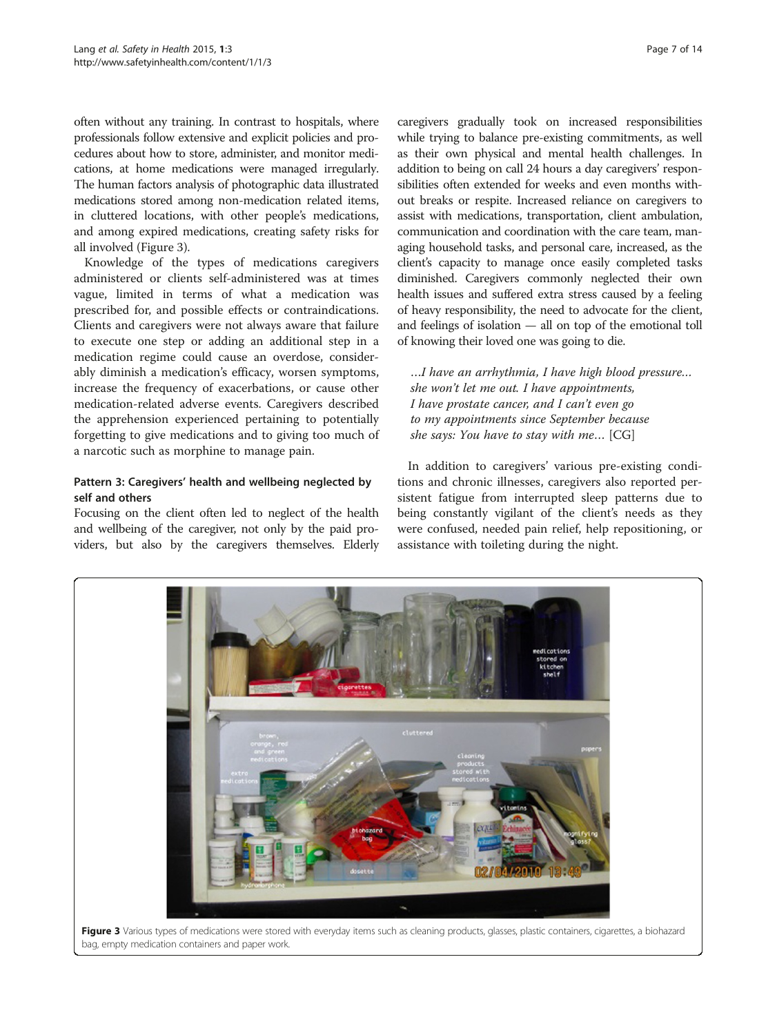often without any training. In contrast to hospitals, where professionals follow extensive and explicit policies and procedures about how to store, administer, and monitor medications, at home medications were managed irregularly. The human factors analysis of photographic data illustrated medications stored among non-medication related items, in cluttered locations, with other people's medications, and among expired medications, creating safety risks for all involved (Figure 3).

Knowledge of the types of medications caregivers administered or clients self-administered was at times vague, limited in terms of what a medication was prescribed for, and possible effects or contraindications. Clients and caregivers were not always aware that failure to execute one step or adding an additional step in a medication regime could cause an overdose, considerably diminish a medication's efficacy, worsen symptoms, increase the frequency of exacerbations, or cause other medication-related adverse events. Caregivers described the apprehension experienced pertaining to potentially forgetting to give medications and to giving too much of a narcotic such as morphine to manage pain.

### Pattern 3: Caregivers' health and wellbeing neglected by self and others

Focusing on the client often led to neglect of the health and wellbeing of the caregiver, not only by the paid providers, but also by the caregivers themselves. Elderly caregivers gradually took on increased responsibilities while trying to balance pre-existing commitments, as well as their own physical and mental health challenges. In addition to being on call 24 hours a day caregivers' responsibilities often extended for weeks and even months without breaks or respite. Increased reliance on caregivers to assist with medications, transportation, client ambulation, communication and coordination with the care team, managing household tasks, and personal care, increased, as the client's capacity to manage once easily completed tasks diminished. Caregivers commonly neglected their own health issues and suffered extra stress caused by a feeling of heavy responsibility, the need to advocate for the client, and feelings of isolation — all on top of the emotional toll of knowing their loved one was going to die.

> *…I have an arrhythmia, I have high blood pressure… she won't let me out. I have appointments, I have prostate cancer, and I can't even go to my appointments since September because she says: You have to stay with me…* [CG]

In addition to caregivers' various pre-existing conditions and chronic illnesses, caregivers also reported persistent fatigue from interrupted sleep patterns due to being constantly vigilant of the client's needs as they were confused, needed pain relief, help repositioning, or assistance with toileting during the night.

medications stored on kitchen shelf

cigarettes

cluttered

brown, orange, red and green medications

extra medications

cleaning products stored with medications

papers

vitamins

biohazard bag

magnifying glass?

dosette

hydromorphone

02/04/2010 13:49

**Figure 3** Various types of medications were stored with everyday items such as cleaning products, glasses, plastic containers, cigarettes, a biohazard bag, empty medication containers and paper work.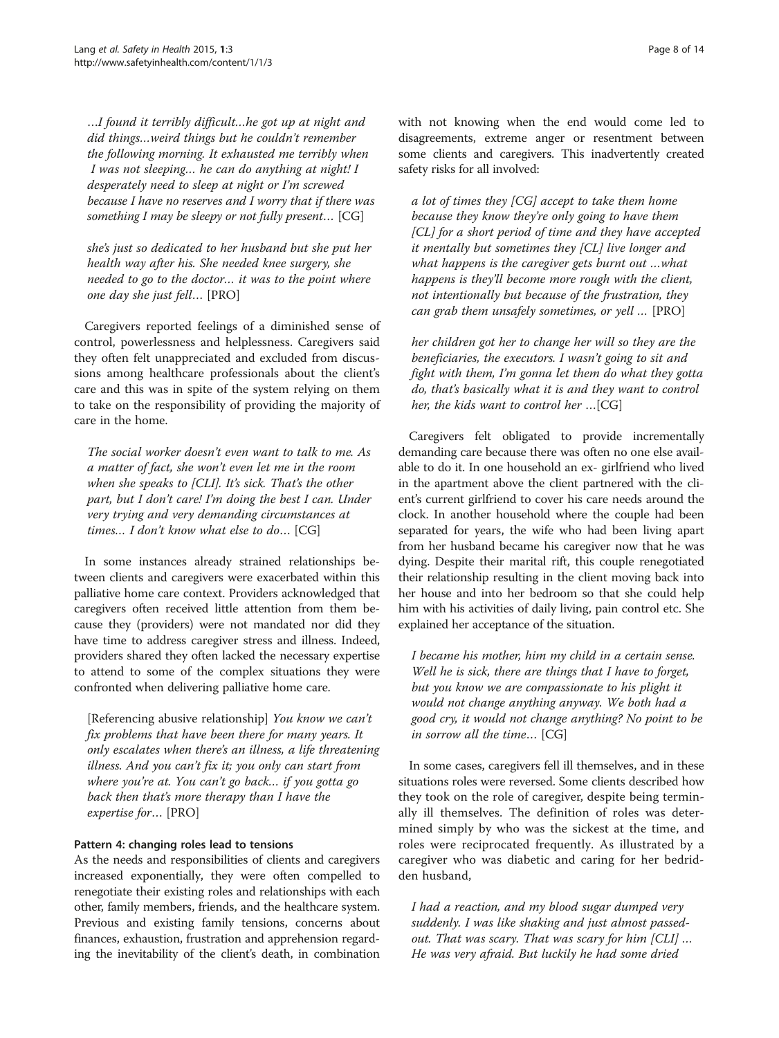*…I found it terribly difficult…he got up at night and did things…weird things but he couldn't remember the following morning. It exhausted me terribly when I was not sleeping… he can do anything at night! I desperately need to sleep at night or I'm screwed because I have no reserves and I worry that if there was something I may be sleepy or not fully present…* [CG]

*she's just so dedicated to her husband but she put her health way after his. She needed knee surgery, she needed to go to the doctor… it was to the point where one day she just fell…* [PRO]

Caregivers reported feelings of a diminished sense of control, powerlessness and helplessness. Caregivers said they often felt unappreciated and excluded from discussions among healthcare professionals about the client's care and this was in spite of the system relying on them to take on the responsibility of providing the majority of care in the home.

*The social worker doesn't even want to talk to me. As a matter of fact, she won't even let me in the room when she speaks to [CLI]. It's sick. That's the other part, but I don't care! I'm doing the best I can. Under very trying and very demanding circumstances at times… I don't know what else to do…* [CG]

In some instances already strained relationships between clients and caregivers were exacerbated within this palliative home care context. Providers acknowledged that caregivers often received little attention from them because they (providers) were not mandated nor did they have time to address caregiver stress and illness. Indeed, providers shared they often lacked the necessary expertise to attend to some of the complex situations they were confronted when delivering palliative home care.

[Referencing abusive relationship] *You know we can't fix problems that have been there for many years. It only escalates when there's an illness, a life threatening illness. And you can't fix it; you only can start from where you're at. You can't go back… if you gotta go back then that's more therapy than I have the expertise for…* [PRO]

#### Pattern 4: changing roles lead to tensions

As the needs and responsibilities of clients and caregivers increased exponentially, they were often compelled to renegotiate their existing roles and relationships with each other, family members, friends, and the healthcare system. Previous and existing family tensions, concerns about finances, exhaustion, frustration and apprehension regarding the inevitability of the client's death, in combination with not knowing when the end would come led to disagreements, extreme anger or resentment between some clients and caregivers. This inadvertently created safety risks for all involved:

*a lot of times they [CG] accept to take them home because they know they're only going to have them [CL] for a short period of time and they have accepted it mentally but sometimes they [CL] live longer and what happens is the caregiver gets burnt out …what happens is they'll become more rough with the client, not intentionally but because of the frustration, they can grab them unsafely sometimes, or yell …* [PRO]

*her children got her to change her will so they are the beneficiaries, the executors. I wasn't going to sit and fight with them, I'm gonna let them do what they gotta do, that's basically what it is and they want to control her, the kids want to control her …*[CG]

Caregivers felt obligated to provide incrementally demanding care because there was often no one else available to do it. In one household an ex- girlfriend who lived in the apartment above the client partnered with the client's current girlfriend to cover his care needs around the clock. In another household where the couple had been separated for years, the wife who had been living apart from her husband became his caregiver now that he was dying. Despite their marital rift, this couple renegotiated their relationship resulting in the client moving back into her house and into her bedroom so that she could help him with his activities of daily living, pain control etc. She explained her acceptance of the situation.

*I became his mother, him my child in a certain sense. Well he is sick, there are things that I have to forget, but you know we are compassionate to his plight it would not change anything anyway. We both had a good cry, it would not change anything? No point to be in sorrow all the time…* [CG]

In some cases, caregivers fell ill themselves, and in these situations roles were reversed. Some clients described how they took on the role of caregiver, despite being terminally ill themselves. The definition of roles was determined simply by who was the sickest at the time, and roles were reciprocated frequently. As illustrated by a caregiver who was diabetic and caring for her bedridden husband,

*I had a reaction, and my blood sugar dumped very suddenly. I was like shaking and just almost passed-out. That was scary. That was scary for him [CLI] … He was very afraid. But luckily he had some dried*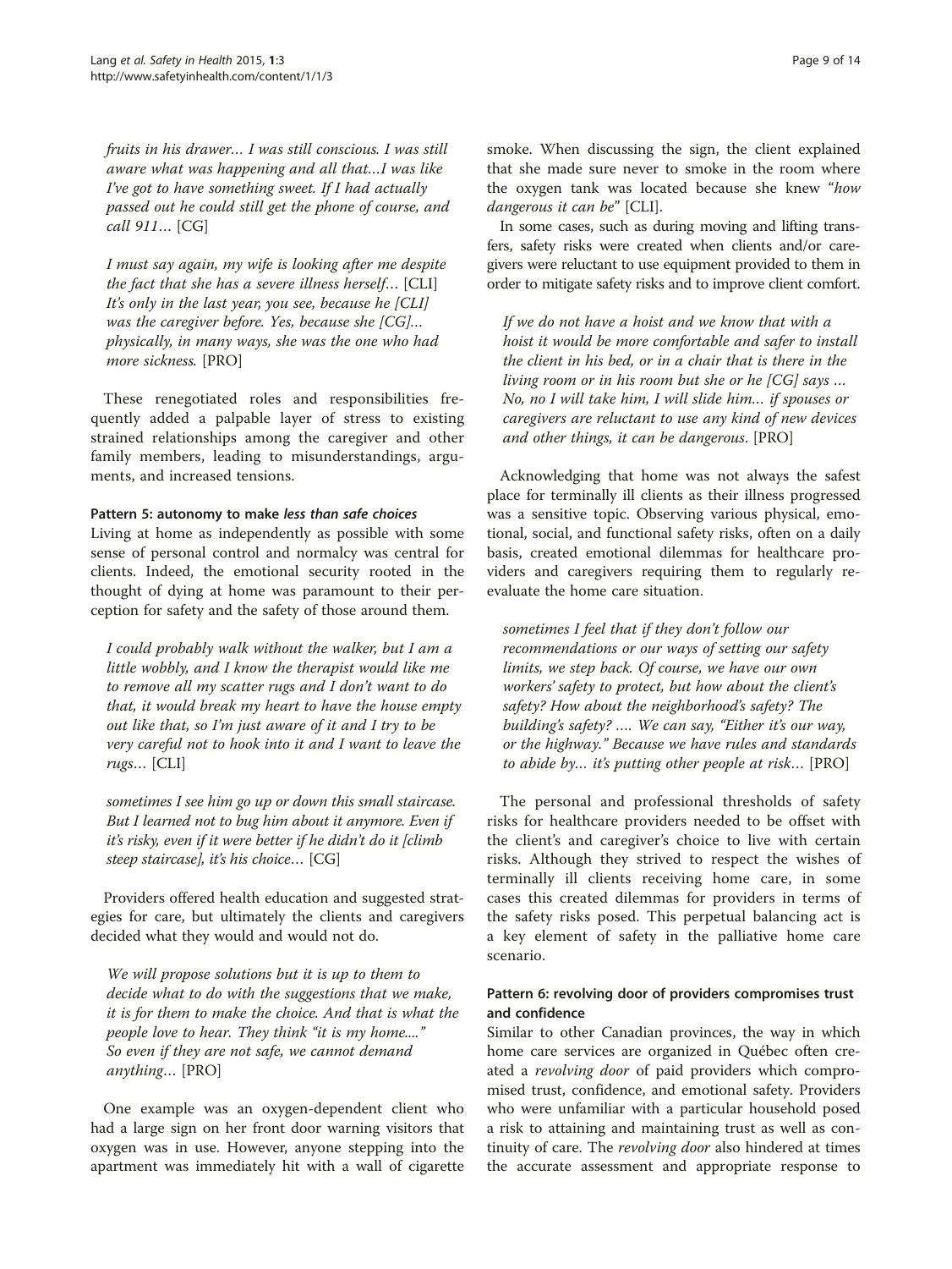*fruits in his drawer… I was still conscious. I was still aware what was happening and all that…I was like I've got to have something sweet. If I had actually passed out he could still get the phone of course, and call 911…* [CG]

*I must say again, my wife is looking after me despite the fact that she has a severe illness herself…* [CLI] *It's only in the last year, you see, because he [CLI] was the caregiver before. Yes, because she [CG]… physically, in many ways, she was the one who had more sickness.* [PRO]

These renegotiated roles and responsibilities frequently added a palpable layer of stress to existing strained relationships among the caregiver and other family members, leading to misunderstandings, arguments, and increased tensions.

#### Pattern 5: autonomy to make *less than safe choices*

Living at home as independently as possible with some sense of personal control and normalcy was central for clients. Indeed, the emotional security rooted in the thought of dying at home was paramount to their perception for safety and the safety of those around them.

*I could probably walk without the walker, but I am a little wobbly, and I know the therapist would like me to remove all my scatter rugs and I don't want to do that, it would break my heart to have the house empty out like that, so I'm just aware of it and I try to be very careful not to hook into it and I want to leave the rugs…* [CLI]

*sometimes I see him go up or down this small staircase. But I learned not to bug him about it anymore. Even if it's risky, even if it were better if he didn't do it [climb steep staircase], it's his choice…* [CG]

Providers offered health education and suggested strategies for care, but ultimately the clients and caregivers decided what they would and would not do.

*We will propose solutions but it is up to them to decide what to do with the suggestions that we make, it is for them to make the choice. And that is what the people love to hear. They think "it is my home...." So even if they are not safe, we cannot demand anything…* [PRO]

One example was an oxygen-dependent client who had a large sign on her front door warning visitors that oxygen was in use. However, anyone stepping into the apartment was immediately hit with a wall of cigarette smoke. When discussing the sign, the client explained that she made sure never to smoke in the room where the oxygen tank was located because she knew "*how dangerous it can be*" [CLI].

In some cases, such as during moving and lifting transfers, safety risks were created when clients and/or caregivers were reluctant to use equipment provided to them in order to mitigate safety risks and to improve client comfort.

*If we do not have a hoist and we know that with a hoist it would be more comfortable and safer to install the client in his bed, or in a chair that is there in the living room or in his room but she or he [CG] says … No, no I will take him, I will slide him… if spouses or caregivers are reluctant to use any kind of new devices and other things, it can be dangerous*. [PRO]

Acknowledging that home was not always the safest place for terminally ill clients as their illness progressed was a sensitive topic. Observing various physical, emotional, social, and functional safety risks, often on a daily basis, created emotional dilemmas for healthcare providers and caregivers requiring them to regularly reevaluate the home care situation.

*sometimes I feel that if they don't follow our recommendations or our ways of setting our safety limits, we step back. Of course, we have our own workers' safety to protect, but how about the client's safety? How about the neighborhood's safety? The building's safety? …. We can say, "Either it's our way, or the highway." Because we have rules and standards to abide by… it's putting other people at risk…* [PRO]

The personal and professional thresholds of safety risks for healthcare providers needed to be offset with the client's and caregiver's choice to live with certain risks. Although they strived to respect the wishes of terminally ill clients receiving home care, in some cases this created dilemmas for providers in terms of the safety risks posed. This perpetual balancing act is a key element of safety in the palliative home care scenario.

#### Pattern 6: revolving door of providers compromises trust and confidence

Similar to other Canadian provinces, the way in which home care services are organized in Québec often created a *revolving door* of paid providers which compromised trust, confidence, and emotional safety. Providers who were unfamiliar with a particular household posed a risk to attaining and maintaining trust as well as continuity of care. The *revolving door* also hindered at times the accurate assessment and appropriate response to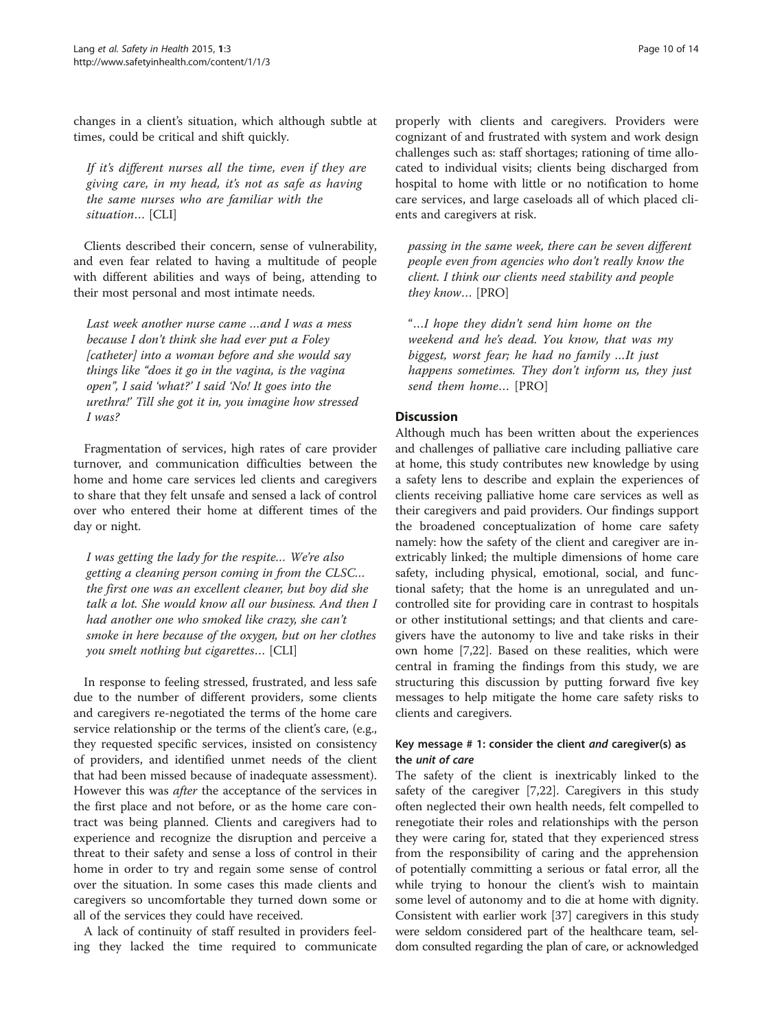changes in a client's situation, which although subtle at times, could be critical and shift quickly.

> *If it's different nurses all the time, even if they are giving care, in my head, it's not as safe as having the same nurses who are familiar with the situation…* [CLI]

Clients described their concern, sense of vulnerability, and even fear related to having a multitude of people with different abilities and ways of being, attending to their most personal and most intimate needs.

> *Last week another nurse came …and I was a mess because I don't think she had ever put a Foley [catheter] into a woman before and she would say things like "does it go in the vagina, is the vagina open", I said 'what?' I said 'No! It goes into the urethra!' Till she got it in, you imagine how stressed I was?*

Fragmentation of services, high rates of care provider turnover, and communication difficulties between the home and home care services led clients and caregivers to share that they felt unsafe and sensed a lack of control over who entered their home at different times of the day or night.

> *I was getting the lady for the respite… We're also getting a cleaning person coming in from the CLSC… the first one was an excellent cleaner, but boy did she talk a lot. She would know all our business. And then I had another one who smoked like crazy, she can't smoke in here because of the oxygen, but on her clothes you smelt nothing but cigarettes…* [CLI]

In response to feeling stressed, frustrated, and less safe due to the number of different providers, some clients and caregivers re-negotiated the terms of the home care service relationship or the terms of the client's care, (e.g., they requested specific services, insisted on consistency of providers, and identified unmet needs of the client that had been missed because of inadequate assessment). However this was *after* the acceptance of the services in the first place and not before, or as the home care contract was being planned. Clients and caregivers had to experience and recognize the disruption and perceive a threat to their safety and sense a loss of control in their home in order to try and regain some sense of control over the situation. In some cases this made clients and caregivers so uncomfortable they turned down some or all of the services they could have received.

A lack of continuity of staff resulted in providers feeling they lacked the time required to communicate properly with clients and caregivers. Providers were cognizant of and frustrated with system and work design challenges such as: staff shortages; rationing of time allocated to individual visits; clients being discharged from hospital to home with little or no notification to home care services, and large caseloads all of which placed clients and caregivers at risk.

> *passing in the same week, there can be seven different people even from agencies who don't really know the client. I think our clients need stability and people they know…* [PRO]

> *"…I hope they didn't send him home on the weekend and he's dead. You know, that was my biggest, worst fear; he had no family …It just happens sometimes. They don't inform us, they just send them home…* [PRO]

## Discussion

Although much has been written about the experiences and challenges of palliative care including palliative care at home, this study contributes new knowledge by using a safety lens to describe and explain the experiences of clients receiving palliative home care services as well as their caregivers and paid providers. Our findings support the broadened conceptualization of home care safety namely: how the safety of the client and caregiver are inextricably linked; the multiple dimensions of home care safety, including physical, emotional, social, and functional safety; that the home is an unregulated and uncontrolled site for providing care in contrast to hospitals or other institutional settings; and that clients and caregivers have the autonomy to live and take risks in their own home [7,22]. Based on these realities, which were central in framing the findings from this study, we are structuring this discussion by putting forward five key messages to help mitigate the home care safety risks to clients and caregivers.

### Key message # 1: consider the client *and* caregiver(s) as the *unit of care*

The safety of the client is inextricably linked to the safety of the caregiver [7,22]. Caregivers in this study often neglected their own health needs, felt compelled to renegotiate their roles and relationships with the person they were caring for, stated that they experienced stress from the responsibility of caring and the apprehension of potentially committing a serious or fatal error, all the while trying to honour the client's wish to maintain some level of autonomy and to die at home with dignity. Consistent with earlier work [37] caregivers in this study were seldom considered part of the healthcare team, seldom consulted regarding the plan of care, or acknowledged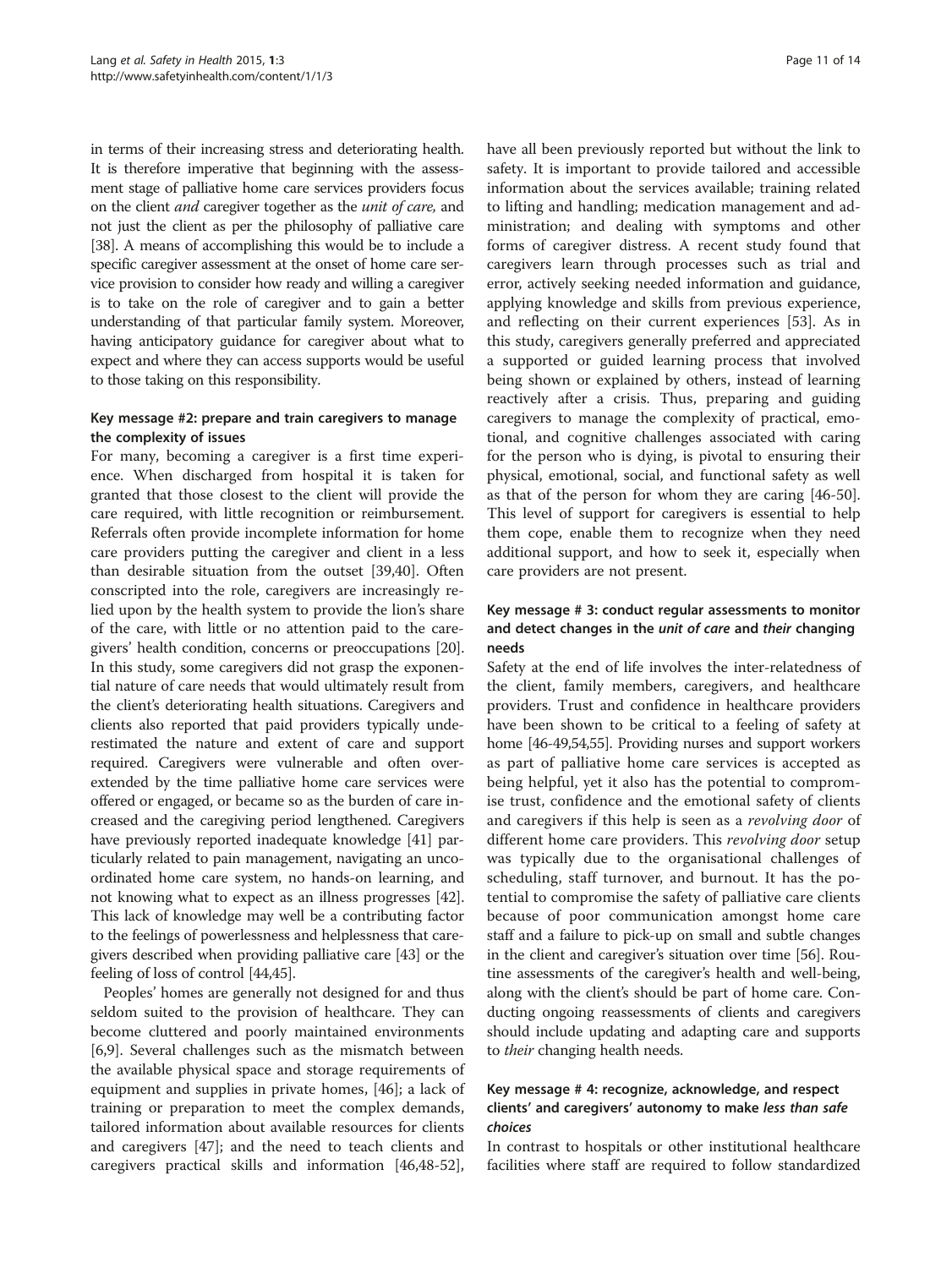in terms of their increasing stress and deteriorating health. It is therefore imperative that beginning with the assessment stage of palliative home care services providers focus on the client *and* caregiver together as the *unit of care*, and not just the client as per the philosophy of palliative care [38]. A means of accomplishing this would be to include a specific caregiver assessment at the onset of home care service provision to consider how ready and willing a caregiver is to take on the role of caregiver and to gain a better understanding of that particular family system. Moreover, having anticipatory guidance for caregiver about what to expect and where they can access supports would be useful to those taking on this responsibility.

### Key message #2: prepare and train caregivers to manage the complexity of issues

For many, becoming a caregiver is a first time experience. When discharged from hospital it is taken for granted that those closest to the client will provide the care required, with little recognition or reimbursement. Referrals often provide incomplete information for home care providers putting the caregiver and client in a less than desirable situation from the outset [39,40]. Often conscripted into the role, caregivers are increasingly relied upon by the health system to provide the lion's share of the care, with little or no attention paid to the caregivers' health condition, concerns or preoccupations [20]. In this study, some caregivers did not grasp the exponential nature of care needs that would ultimately result from the client's deteriorating health situations. Caregivers and clients also reported that paid providers typically underestimated the nature and extent of care and support required. Caregivers were vulnerable and often overextended by the time palliative home care services were offered or engaged, or became so as the burden of care increased and the caregiving period lengthened. Caregivers have previously reported inadequate knowledge [41] particularly related to pain management, navigating an uncoordinated home care system, no hands-on learning, and not knowing what to expect as an illness progresses [42]. This lack of knowledge may well be a contributing factor to the feelings of powerlessness and helplessness that caregivers described when providing palliative care [43] or the feeling of loss of control [44,45].

Peoples' homes are generally not designed for and thus seldom suited to the provision of healthcare. They can become cluttered and poorly maintained environments [6,9]. Several challenges such as the mismatch between the available physical space and storage requirements of equipment and supplies in private homes, [46]; a lack of training or preparation to meet the complex demands, tailored information about available resources for clients and caregivers [47]; and the need to teach clients and caregivers practical skills and information [46,48-52], have all been previously reported but without the link to safety. It is important to provide tailored and accessible information about the services available; training related to lifting and handling; medication management and administration; and dealing with symptoms and other forms of caregiver distress. A recent study found that caregivers learn through processes such as trial and error, actively seeking needed information and guidance, applying knowledge and skills from previous experience, and reflecting on their current experiences [53]. As in this study, caregivers generally preferred and appreciated a supported or guided learning process that involved being shown or explained by others, instead of learning reactively after a crisis. Thus, preparing and guiding caregivers to manage the complexity of practical, emotional, and cognitive challenges associated with caring for the person who is dying, is pivotal to ensuring their physical, emotional, social, and functional safety as well as that of the person for whom they are caring [46-50]. This level of support for caregivers is essential to help them cope, enable them to recognize when they need additional support, and how to seek it, especially when care providers are not present.

### Key message # 3: conduct regular assessments to monitor and detect changes in the *unit of care* and *their* changing needs

Safety at the end of life involves the inter-relatedness of the client, family members, caregivers, and healthcare providers. Trust and confidence in healthcare providers have been shown to be critical to a feeling of safety at home [46-49,54,55]. Providing nurses and support workers as part of palliative home care services is accepted as being helpful, yet it also has the potential to compromise trust, confidence and the emotional safety of clients and caregivers if this help is seen as a *revolving door* of different home care providers. This *revolving door* setup was typically due to the organisational challenges of scheduling, staff turnover, and burnout. It has the potential to compromise the safety of palliative care clients because of poor communication amongst home care staff and a failure to pick-up on small and subtle changes in the client and caregiver's situation over time [56]. Routine assessments of the caregiver's health and well-being, along with the client's should be part of home care. Conducting ongoing reassessments of clients and caregivers should include updating and adapting care and supports to *their* changing health needs.

### Key message # 4: recognize, acknowledge, and respect clients' and caregivers' autonomy to make *less than safe choices*

In contrast to hospitals or other institutional healthcare facilities where staff are required to follow standardized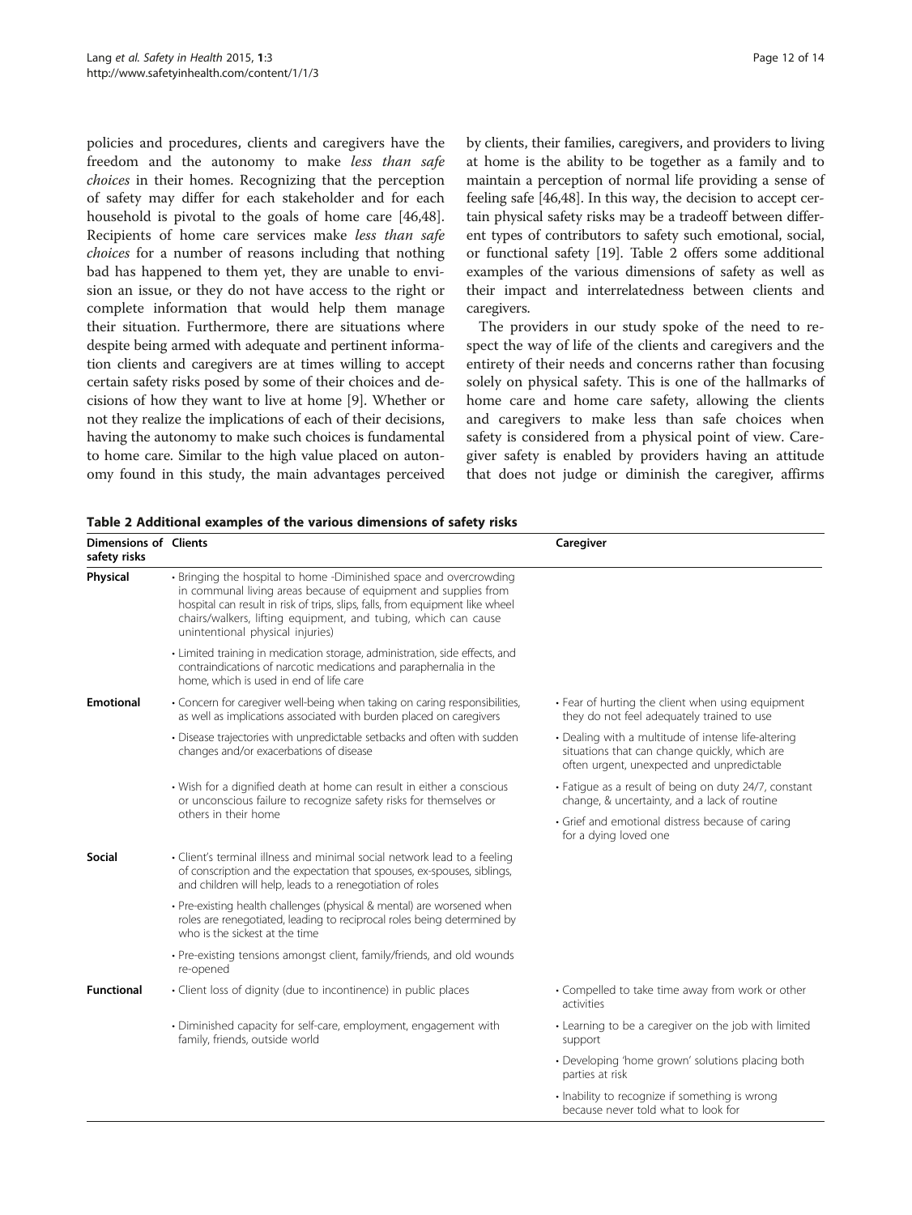policies and procedures, clients and caregivers have the freedom and the autonomy to make *less than safe choices* in their homes. Recognizing that the perception of safety may differ for each stakeholder and for each household is pivotal to the goals of home care [46,48]. Recipients of home care services make *less than safe choices* for a number of reasons including that nothing bad has happened to them yet, they are unable to envision an issue, or they do not have access to the right or complete information that would help them manage their situation. Furthermore, there are situations where despite being armed with adequate and pertinent information clients and caregivers are at times willing to accept certain safety risks posed by some of their choices and decisions of how they want to live at home [9]. Whether or not they realize the implications of each of their decisions, having the autonomy to make such choices is fundamental to home care. Similar to the high value placed on autonomy found in this study, the main advantages perceived by clients, their families, caregivers, and providers to living at home is the ability to be together as a family and to maintain a perception of normal life providing a sense of feeling safe [46,48]. In this way, the decision to accept certain physical safety risks may be a tradeoff between different types of contributors to safety such emotional, social, or functional safety [19]. Table 2 offers some additional examples of the various dimensions of safety as well as their impact and interrelatedness between clients and caregivers.

The providers in our study spoke of the need to respect the way of life of the clients and caregivers and the entirety of their needs and concerns rather than focusing solely on physical safety. This is one of the hallmarks of home care and home care safety, allowing the clients and caregivers to make less than safe choices when safety is considered from a physical point of view. Caregiver safety is enabled by providers having an attitude that does not judge or diminish the caregiver, affirms

**Table 2 Additional examples of the various dimensions of safety risks**

| Dimensions of safety risks | Clients | Caregiver |
|---|---|---|
| **Physical** | • Bringing the hospital to home -Diminished space and overcrowding in communal living areas because of equipment and supplies from hospital can result in risk of trips, slips, falls, from equipment like wheel chairs/walkers, lifting equipment, and tubing, which can cause unintentional physical injuries) | |
| | • Limited training in medication storage, administration, side effects, and contraindications of narcotic medications and paraphernalia in the home, which is used in end of life care | |
| **Emotional** | • Concern for caregiver well-being when taking on caring responsibilities, as well as implications associated with burden placed on caregivers | • Fear of hurting the client when using equipment they do not feel adequately trained to use |
| | • Disease trajectories with unpredictable setbacks and often with sudden changes and/or exacerbations of disease | • Dealing with a multitude of intense life-altering situations that can change quickly, which are often urgent, unexpected and unpredictable |
| | • Wish for a dignified death at home can result in either a conscious or unconscious failure to recognize safety risks for themselves or others in their home | • Fatigue as a result of being on duty 24/7, constant change, & uncertainty, and a lack of routine |
| | | • Grief and emotional distress because of caring for a dying loved one |
| **Social** | • Client's terminal illness and minimal social network lead to a feeling of conscription and the expectation that spouses, ex-spouses, siblings, and children will help, leads to a renegotiation of roles | |
| | • Pre-existing health challenges (physical & mental) are worsened when roles are renegotiated, leading to reciprocal roles being determined by who is the sickest at the time | |
| | • Pre-existing tensions amongst client, family/friends, and old wounds re-opened | |
| **Functional** | • Client loss of dignity (due to incontinence) in public places | • Compelled to take time away from work or other activities |
| | • Diminished capacity for self-care, employment, engagement with family, friends, outside world | • Learning to be a caregiver on the job with limited support |
| | | • Developing 'home grown' solutions placing both parties at risk |
| | | • Inability to recognize if something is wrong because never told what to look for |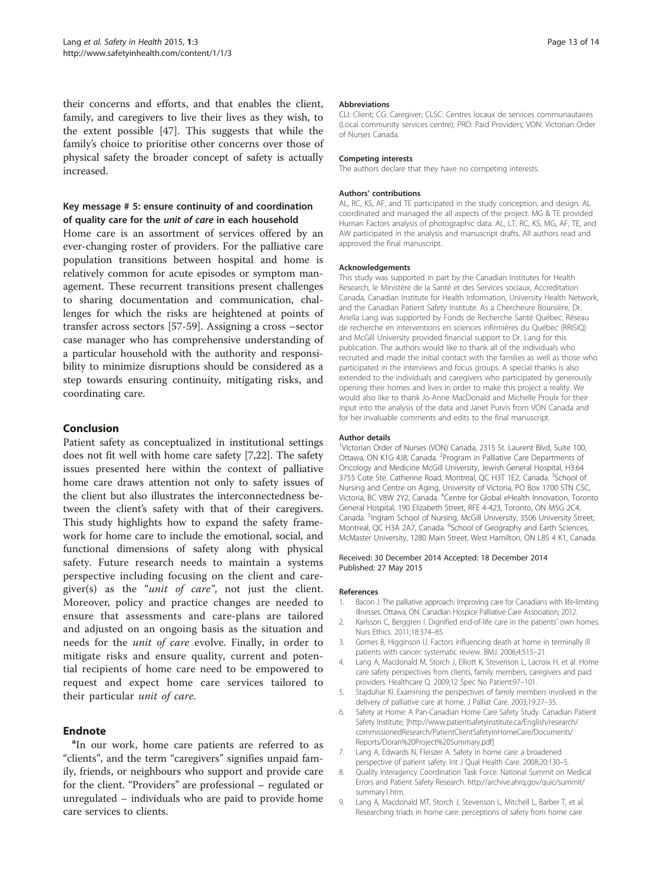their concerns and efforts, and that enables the client, family, and caregivers to live their lives as they wish, to the extent possible [47]. This suggests that while the family's choice to prioritise other concerns over those of physical safety the broader concept of safety is actually increased.

### Key message # 5: ensure continuity of and coordination of quality care for the *unit of care* in each household

Home care is an assortment of services offered by an ever-changing roster of providers. For the palliative care population transitions between hospital and home is relatively common for acute episodes or symptom management. These recurrent transitions present challenges to sharing documentation and communication, challenges for which the risks are heightened at points of transfer across sectors [57-59]. Assigning a cross –sector case manager who has comprehensive understanding of a particular household with the authority and responsibility to minimize disruptions should be considered as a step towards ensuring continuity, mitigating risks, and coordinating care.

## Conclusion

Patient safety as conceptualized in institutional settings does not fit well with home care safety [7,22]. The safety issues presented here within the context of palliative home care draws attention not only to safety issues of the client but also illustrates the interconnectedness between the client's safety with that of their caregivers. This study highlights how to expand the safety framework for home care to include the emotional, social, and functional dimensions of safety along with physical safety. Future research needs to maintain a systems perspective including focusing on the client and caregiver(s) as the "*unit of care*", not just the client. Moreover, policy and practice changes are needed to ensure that assessments and care-plans are tailored and adjusted on an ongoing basis as the situation and needs for the *unit of care* evolve. Finally, in order to mitigate risks and ensure quality, current and potential recipients of home care need to be empowered to request and expect home care services tailored to their particular *unit of care*.

## Endnote

[a]In our work, home care patients are referred to as "clients", and the term "caregivers" signifies unpaid family, friends, or neighbours who support and provide care for the client. "Providers" are professional – regulated or unregulated – individuals who are paid to provide home care services to clients.

#### Abbreviations

CLI: Client; CG: Caregiver; CLSC: Centres locaux de services communautaires (Local community services centre); PRO: Paid Providers; VON: Victorian Order of Nurses Canada.

#### Competing interests

The authors declare that they have no competing interests.

#### Authors' contributions

AL, RC, KS, AF, and TE participated in the study conception, and design. AL coordinated and managed the all aspects of the project. MG & TE provided Human Factors analysis of photographic data. AL, LT, RC, KS, MG, AF, TE, and AW participated in the analysis and manuscript drafts. All authors read and approved the final manuscript.

#### Acknowledgements

This study was supported in part by the Canadian Institutes for Health Research, le Ministère de la Santé et des Services sociaux, Accreditation Canada, Canadian Institute for Health Information, University Health Network, and the Canadian Patient Safety Institute. As a Chercheure Boursière, Dr. Ariella Lang was supported by Fonds de Recherche Santé Québec. Réseau de recherche en interventions en sciences infirmières du Québec (RRISIQ) and McGill University provided financial support to Dr. Lang for this publication. The authors would like to thank all of the individuals who recruited and made the initial contact with the families as well as those who participated in the interviews and focus groups. A special thanks is also extended to the individuals and caregivers who participated by generously opening their homes and lives in order to make this project a reality. We would also like to thank Jo-Anne MacDonald and Michelle Proulx for their input into the analysis of the data and Janet Purvis from VON Canada and for her invaluable comments and edits to the final manuscript.

#### Author details

[1]Victorian Order of Nurses (VON) Canada, 2315 St. Laurent Blvd, Suite 100, Ottawa, ON K1G 4J8, Canada. [2]Program in Palliative Care Departments of Oncology and Medicine McGill University, Jewish General Hospital, H3.64 3755 Cote Ste. Catherine Road, Montreal, QC H3T 1E2, Canada. [3]School of Nursing and Centre on Aging, University of Victoria, PO Box 1700 STN CSC, Victoria, BC V8W 2Y2, Canada. [4]Centre for Global eHealth Innovation, Toronto General Hospital, 190 Elizabeth Street, RFE 4-423, Toronto, ON M5G 2C4, Canada. [5]Ingram School of Nursing, McGill University, 3506 University Street, Montreal, QC H3A 2A7, Canada. [6]School of Geography and Earth Sciences, McMaster University, 1280 Main Street, West Hamilton, ON L8S 4 K1, Canada.

Received: 30 December 2014 Accepted: 18 December 2014
Published: 27 May 2015

#### References

1. Bacon J. The palliative approach: Improving care for Canadians with life-limiting illnesses. Ottawa, ON: Canadian Hospice Palliative Care Association; 2012.
2. Karlsson C, Berggren I. Dignified end-of-life care in the patients' own homes. Nurs Ethics. 2011;18:374–85.
3. Gomes B, Higginson IJ. Factors influencing death at home in terminally ill patients with cancer: systematic review. BMJ. 2006;4:515–21.
4. Lang A, Macdonald M, Storch J, Elliott K, Stevenson L, Lacroix H, et al. Home care safety perspectives from clients, family members, caregivers and paid providers. Healthcare Q. 2009;12 Spec No Patient:97–101.
5. Stajduhar KI. Examining the perspectives of family members involved in the delivery of palliative care at home. J Palliat Care. 2003;19:27–35.
6. Safety at Home: A Pan-Canadian Home Care Safety Study. Canadian Patient Safety Institute; [http://www.patientsafetyinstitute.ca/English/research/commissionedResearch/PatientClientSafetyinHomeCare/Documents/Reports/Doran%20Project%20Summary.pdf]
7. Lang A, Edwards N, Fleiszer A. Safety in home care: a broadened perspective of patient safety. Int J Qual Health Care. 2008;20:130–5.
8. Quality Interagency Coordination Task Force. National Summit on Medical Errors and Patient Safety Research. http://archive.ahrq.gov/quic/summit/summary1.htm.
9. Lang A, Macdonald MT, Storch J, Stevenson L, Mitchell L, Barber T, et al. Researching triads in home care: perceptions of safety from home care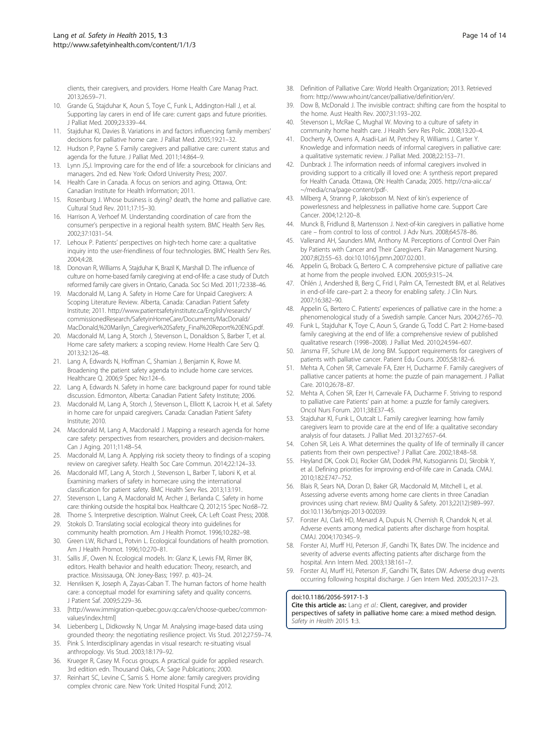clients, their caregivers, and providers. Home Health Care Manag Pract. 2013;26:59–71.

10. Grande G, Stajduhar K, Aoun S, Toye C, Funk L, Addington-Hall J, et al. Supporting lay carers in end of life care: current gaps and future priorities. J Palliat Med. 2009;23:339–44.
11. Stajduhar KI, Davies B. Variations in and factors influencing family members' decisions for palliative home care. J Palliat Med. 2005;19:21–32.
12. Hudson P, Payne S. Family caregivers and palliative care: current status and agenda for the future. J Palliat Med. 2011;14:864–9.
13. Lynn JS,J. Improving care for the end of life: a sourcebook for clinicians and managers. 2nd ed. New York: Oxford University Press; 2007.
14. Health Care in Canada. A focus on seniors and aging. Ottawa, Ont: Canadian Institute for Health Information; 2011.
15. Rosenburg J. Whose business is dying? death, the home and palliative care. Cultural Stud Rev. 2011;17:15–30.
16. Harrison A, Verhoef M. Understanding coordination of care from the consumer's perspective in a regional health system. BMC Health Serv Res. 2002;37:1031–54.
17. Lehoux P. Patients' perspectives on high-tech home care: a qualitative inquiry into the user-friendliness of four technologies. BMC Health Serv Res. 2004;4:28.
18. Donovan R, Williams A, Stajduhar K, Brazil K, Marshall D. The influence of culture on home-based family caregiving at end-of-life: a case study of Dutch reformed family care givers in Ontario, Canada. Soc Sci Med. 2011;72:338–46.
19. Macdonald M, Lang A. Safety in Home Care for Unpaid Caregivers: A Scoping Literature Review. Alberta, Canada: Canadian Patient Safety Institute; 2011. http://www.patientsafetyinstitute.ca/English/research/commissionedResearch/SafetyinHomeCare/Documents/MacDonald/MacDonald,%20Marilyn_Caregiver%20Safety_Final%20Report%20ENG.pdf.
20. Macdonald M, Lang A, Storch J, Stevenson L, Donaldson S, Barber T, et al. Home care safety markers: a scoping review. Home Health Care Serv Q. 2013;32:126–48.
21. Lang A, Edwards N, Hoffman C, Shamian J, Benjamin K, Rowe M. Broadening the patient safety agenda to include home care services. Healthcare Q. 2006;9 Spec No:124–6.
22. Lang A, Edwards N. Safety in home care: background paper for round table discussion. Edmonton, Alberta: Canadian Patient Safety Institute; 2006.
23. Macdonald M, Lang A, Storch J, Stevenson L, Elliott K, Lacroix H, et al. Safety in home care for unpaid caregivers. Canada: Canadian Patient Safety Institute; 2010.
24. Macdonald M, Lang A, Macdonald J. Mapping a research agenda for home care safety: perspectives from researchers, providers and decision-makers. Can J Aging. 2011;11:48–54.
25. Macdonald M, Lang A. Applying risk society theory to findings of a scoping review on caregiver safety. Health Soc Care Commun. 2014;22:124–33.
26. Macdonald MT, Lang A, Storch J, Stevenson L, Barber T, Iaboni K, et al. Examining markers of safety in homecare using the international classification for patient safety. BMC Health Serv Res. 2013;13:191.
27. Stevenson L, Lang A, Macdonald M, Archer J, Berlanda C. Safety in home care: thinking outside the hospital box. Healthcare Q. 2012;15 Spec No:68–72.
28. Thorne S. Interpretive description. Walnut Creek, CA: Left Coast Press; 2008.
29. Stokols D. Translating social ecological theory into guidelines for community health promotion. Am J Health Promot. 1996;10:282–98.
30. Green LW, Richard L, Potvin L. Ecological foundations of health promotion. Am J Health Promot. 1996;10:270–81.
31. Sallis JF, Owen N. Ecological models. In: Glanz K, Lewis FM, Rimer BK, editors. Health behavior and health education: Theory, research, and practice. Mississauga, ON: Joney-Bass; 1997. p. 403–24.
32. Henriksen K, Joseph A, Zayas-Caban T. The human factors of home health care: a conceptual model for examining safety and quality concerns. J Patient Saf. 2009;5:229–36.
33. [http://www.immigration-quebec.gouv.qc.ca/en/choose-quebec/common-values/index.html]
34. Liebenberg L, Didkowsky N, Ungar M. Analysing image-based data using grounded theory: the negotiating resilience project. Vis Stud. 2012;27:59–74.
35. Pink S. Interdisciplinary agendas in visual research: re-situating visual anthropology. Vis Stud. 2003;18:179–92.
36. Krueger R, Casey M. Focus groups. A practical guide for applied research. 3rd edition edn. Thousand Oaks, CA: Sage Publications; 2000.
37. Reinhart SC, Levine C, Samis S. Home alone: family caregivers providing complex chronic care. New York: United Hospital Fund; 2012.
38. Definition of Palliative Care: World Health Organization; 2013. Retrieved from: http://www.who.int/cancer/palliative/definition/en/.
39. Dow B, McDonald J. The invisible contract: shifting care from the hospital to the home. Aust Health Rev. 2007;31:193–202.
40. Stevenson L, McRae C, Mughal W. Moving to a culture of safety in community home health care. J Health Serv Res Polic. 2008;13:20–4.
41. Docherty A, Owens A, Asadi-Lari M, Petchey R, Williams J, Carter Y. Knowledge and information needs of informal caregivers in palliative care: a qualitative systematic review. J Palliat Med. 2008;22:153–71.
42. Dunbrack J. The information needs of informal caregivers involved in providing support to a critically ill loved one: A synthesis report prepared for Health Canada. Ottawa, ON: Health Canada; 2005. http://cna-aiic.ca/~/media/cna/page-content/pdf-.
43. Milberg A, Stranng P, Jakobsson M. Next of kin's experience of powerlessness and helplessness in palliative home care. Support Care Cancer. 2004;12:120–8.
44. Munck B, Fridlund B, Martensson J. Next-of-kin caregivers in palliative home care – from control to loss of control. J Adv Nurs. 2008;64:578–86.
45. Vallerand AH, Saunders MM, Anthony M. Perceptions of Control Over Pain by Patients with Cancer and Their Caregivers. Pain Management Nursing. 2007;8(2):55–63. doi:10.1016/j.pmn.2007.02.001.
46. Appelin G, Broback G, Bertero C. A comprehensive picture of palliative care at home from the people involved. EJON. 2005;9:315–24.
47. Öhlén J, Andershed B, Berg C, Frid I, Palm CA, Ternestedt BM, et al. Relatives in end-of-life care–part 2: a theory for enabling safety. J Clin Nurs. 2007;16:382–90.
48. Appelin G, Bertero C. Patients' experiences of palliative care in the home: a phenomenological study of a Swedish sample. Cancer Nurs. 2004;27:65–70.
49. Funk L, Stajduhar K, Toye C, Aoun S, Grande G, Todd C. Part 2: Home-based family caregiving at the end of life: a comprehensive review of published qualitative research (1998–2008). J Palliat Med. 2010;24:594–607.
50. Jansma FF, Schure LM, de Jong BM. Support requirements for caregivers of patients with palliative cancer. Patient Edu Couns. 2005;58:182–6.
51. Mehta A, Cohen SR, Carnevale FA, Ezer H, Ducharme F. Family caregivers of palliative cancer patients at home: the puzzle of pain management. J Palliat Care. 2010;26:78–87.
52. Mehta A, Cohen SR, Ezer H, Carnevale FA, Ducharme F. Striving to respond to palliative care Patients' pain at home: a puzzle for family caregivers. Oncol Nurs Forum. 2011;38:E37–45.
53. Stajduhar KI, Funk L, Outcalt L. Family caregiver learning: how family caregivers learn to provide care at the end of life: a qualitative secondary analysis of four datasets. J Palliat Med. 2013;27:657–64.
54. Cohen SR, Leis A. What determines the quality of life of terminally ill cancer patients from their own perspective? J Palliat Care. 2002;18:48–58.
55. Heyland DK, Cook DJ, Rocker GM, Dodek PM, Kutsogiannis DJ, Skrobik Y, et al. Defining priorities for improving end-of-life care in Canada. CMAJ. 2010;182:E747–752.
56. Blais R, Sears NA, Doran D, Baker GR, Macdonald M, Mitchell L, et al. Assessing adverse events among home care clients in three Canadian provinces using chart review. BMJ Quality & Safety. 2013;22(12):989–997. doi:10.1136/bmjqs-2013-002039.
57. Forster AJ, Clark HD, Menard A, Dupuis N, Chernish R, Chandok N, et al. Adverse events among medical patients after discharge from hospital. CMAJ. 2004;170:345–9.
58. Forster AJ, Murff HJ, Peterson JF, Gandhi TK, Bates DW. The incidence and severity of adverse events affecting patients after discharge from the hospital. Ann Intern Med. 2003;138:161–7.
59. Forster AJ, Murff HJ, Peterson JF, Gandhi TK, Bates DW. Adverse drug events occurring following hospital discharge. J Gen Intern Med. 2005;20:317–23.

doi:10.1186/2056-5917-1-3

**Cite this article as:** Lang *et al.*: Client, caregiver, and provider perspectives of safety in palliative home care: a mixed method design. *Safety in Health* 2015 **1**:3.